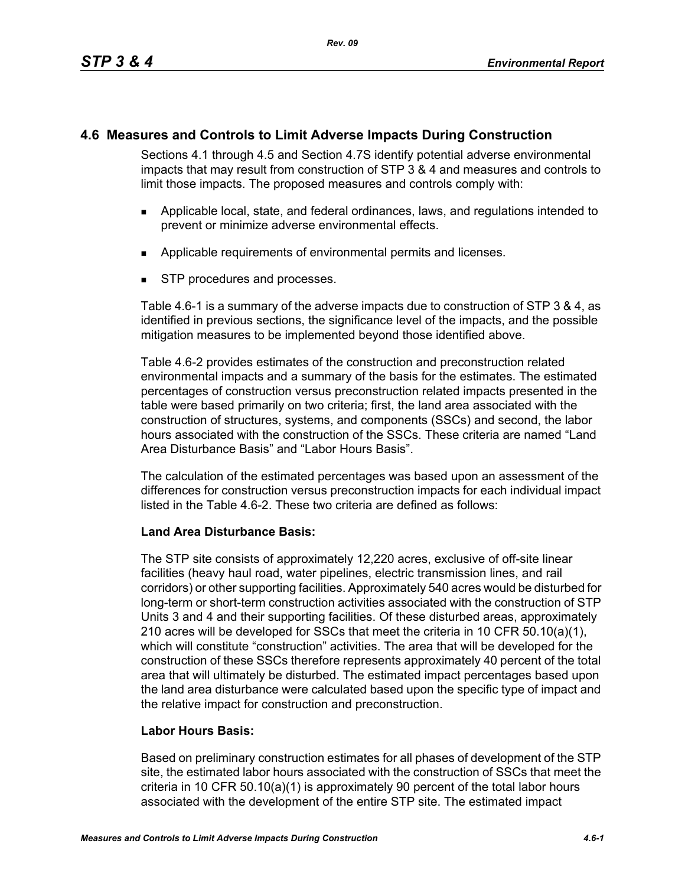## 4.6 Measures and Controls to Limit Adverse Impacts During Construction

Sections 4.1 through 4.5 and Section 4.7S identify potential adverse environmental impacts that may result from construction of STP 3 & 4 and measures and controls to limit those impacts. The proposed measures and controls comply with:

- Applicable local, state, and federal ordinances, laws, and regulations intended to prevent or minimize adverse environmental effects.
- Applicable requirements of environmental permits and licenses.
- STP procedures and processes.

Table 4.6-1 is a summary of the adverse impacts due to construction of STP 3 & 4, as identified in previous sections, the significance level of the impacts, and the possible mitigation measures to be implemented beyond those identified above.

Table 4.6-2 provides estimates of the construction and preconstruction related environmental impacts and a summary of the basis for the estimates. The estimated percentages of construction versus preconstruction related impacts presented in the table were based primarily on two criteria; first, the land area associated with the construction of structures, systems, and components (SSCs) and second, the labor hours associated with the construction of the SSCs. These criteria are named "Land Area Disturbance Basis" and "Labor Hours Basis".

The calculation of the estimated percentages was based upon an assessment of the differences for construction versus preconstruction impacts for each individual impact listed in the Table 4.6-2. These two criteria are defined as follows:

**Land Area Disturbance Basis:**

The STP site consists of approximately 12,220 acres, exclusive of off-site linear facilities (heavy haul road, water pipelines, electric transmission lines, and rail corridors) or other supporting facilities. Approximately 540 acres would be disturbed for long-term or short-term construction activities associated with the construction of STP Units 3 and 4 and their supporting facilities. Of these disturbed areas, approximately 210 acres will be developed for SSCs that meet the criteria in 10 CFR 50.10(a)(1), which will constitute "construction" activities. The area that will be developed for the construction of these SSCs therefore represents approximately 40 percent of the total area that will ultimately be disturbed. The estimated impact percentages based upon the land area disturbance were calculated based upon the specific type of impact and the relative impact for construction and preconstruction.

**Labor Hours Basis:**

Based on preliminary construction estimates for all phases of development of the STP site, the estimated labor hours associated with the construction of SSCs that meet the criteria in 10 CFR 50.10(a)(1) is approximately 90 percent of the total labor hours associated with the development of the entire STP site. The estimated impact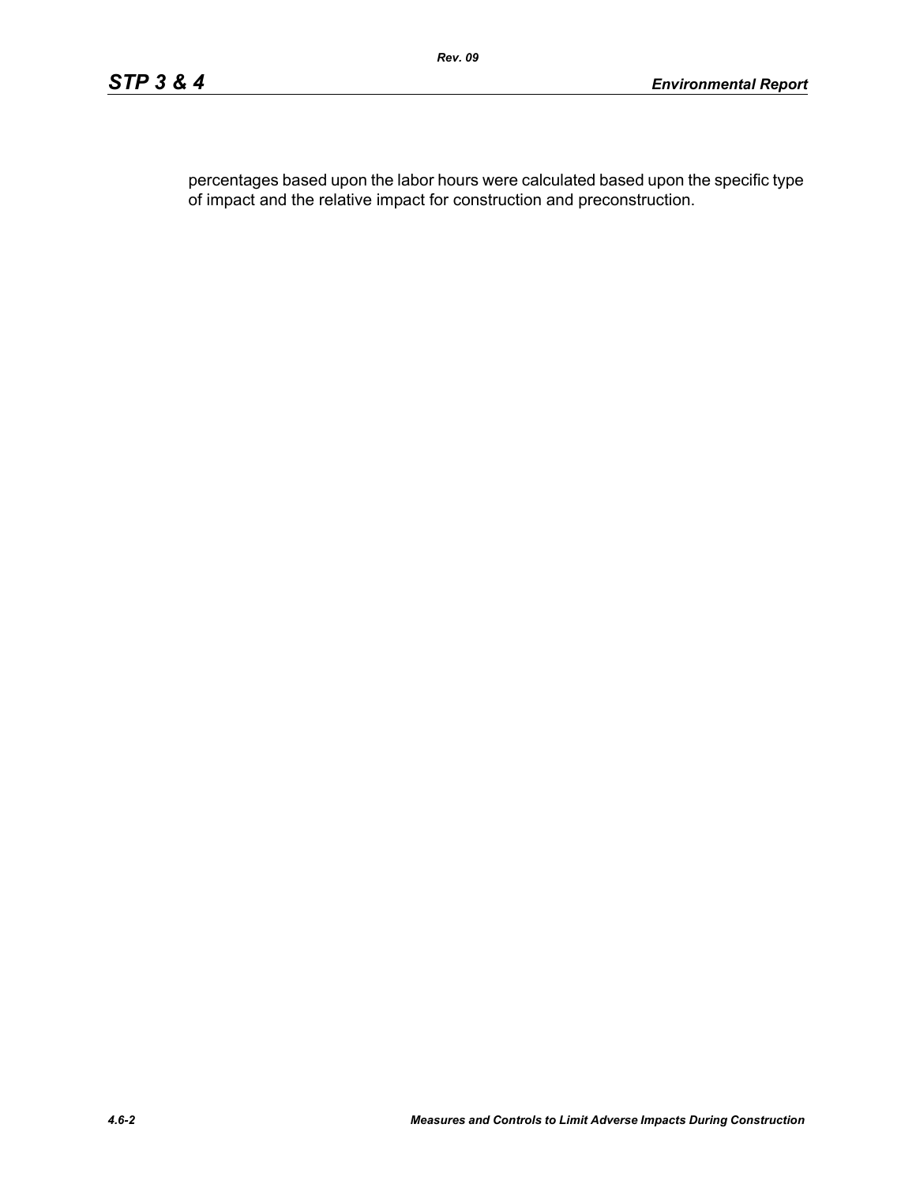percentages based upon the labor hours were calculated based upon the specific type of impact and the relative impact for construction and preconstruction.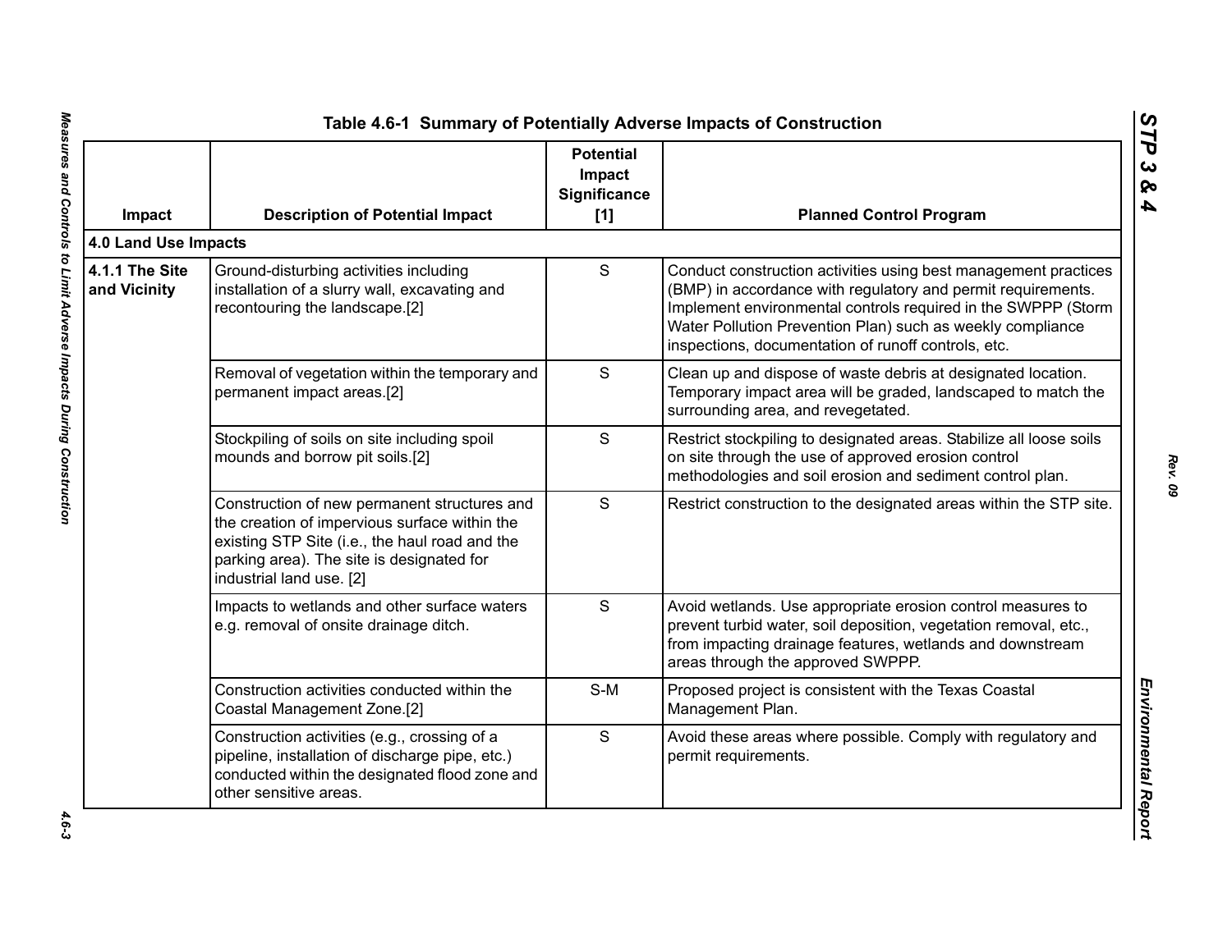## Table 4.6-1 Summary of Potentially Adverse Impacts of Construction

| Impact | Description of Potential Impact | Potential Impact Significance [1] | Planned Control Program |
|---|---|---|---|
| **4.0 Land Use Impacts** | | | |
| **4.1.1 The Site and Vicinity** | Ground-disturbing activities including installation of a slurry wall, excavating and recontouring the landscape.[2] | S | Conduct construction activities using best management practices (BMP) in accordance with regulatory and permit requirements. Implement environmental controls required in the SWPPP (Storm Water Pollution Prevention Plan) such as weekly compliance inspections, documentation of runoff controls, etc. |
| | Removal of vegetation within the temporary and permanent impact areas.[2] | S | Clean up and dispose of waste debris at designated location. Temporary impact area will be graded, landscaped to match the surrounding area, and revegetated. |
| | Stockpiling of soils on site including spoil mounds and borrow pit soils.[2] | S | Restrict stockpiling to designated areas. Stabilize all loose soils on site through the use of approved erosion control methodologies and soil erosion and sediment control plan. |
| | Construction of new permanent structures and the creation of impervious surface within the existing STP Site (i.e., the haul road and the parking area). The site is designated for industrial land use. [2] | S | Restrict construction to the designated areas within the STP site. |
| | Impacts to wetlands and other surface waters e.g. removal of onsite drainage ditch. | S | Avoid wetlands. Use appropriate erosion control measures to prevent turbid water, soil deposition, vegetation removal, etc., from impacting drainage features, wetlands and downstream areas through the approved SWPPP. |
| | Construction activities conducted within the Coastal Management Zone.[2] | S-M | Proposed project is consistent with the Texas Coastal Management Plan. |
| | Construction activities (e.g., crossing of a pipeline, installation of discharge pipe, etc.) conducted within the designated flood zone and other sensitive areas. | S | Avoid these areas where possible. Comply with regulatory and permit requirements. |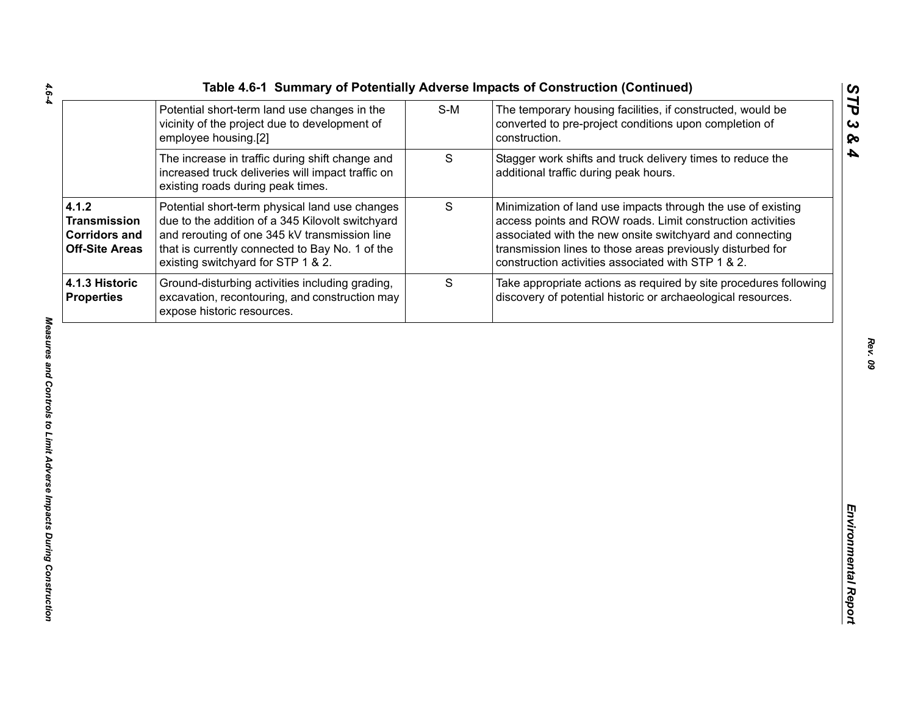**Table 4.6-1 Summary of Potentially Adverse Impacts of Construction (Continued)**

| | | | |
|---|---|---|---|
| | Potential short-term land use changes in the vicinity of the project due to development of employee housing.[2] | S-M | The temporary housing facilities, if constructed, would be converted to pre-project conditions upon completion of construction. |
| | The increase in traffic during shift change and increased truck deliveries will impact traffic on existing roads during peak times. | S | Stagger work shifts and truck delivery times to reduce the additional traffic during peak hours. |
| **4.1.2 Transmission Corridors and Off-Site Areas** | Potential short-term physical land use changes due to the addition of a 345 Kilovolt switchyard and rerouting of one 345 kV transmission line that is currently connected to Bay No. 1 of the existing switchyard for STP 1 & 2. | S | Minimization of land use impacts through the use of existing access points and ROW roads. Limit construction activities associated with the new onsite switchyard and connecting transmission lines to those areas previously disturbed for construction activities associated with STP 1 & 2. |
| **4.1.3 Historic Properties** | Ground-disturbing activities including grading, excavation, recontouring, and construction may expose historic resources. | S | Take appropriate actions as required by site procedures following discovery of potential historic or archaeological resources. |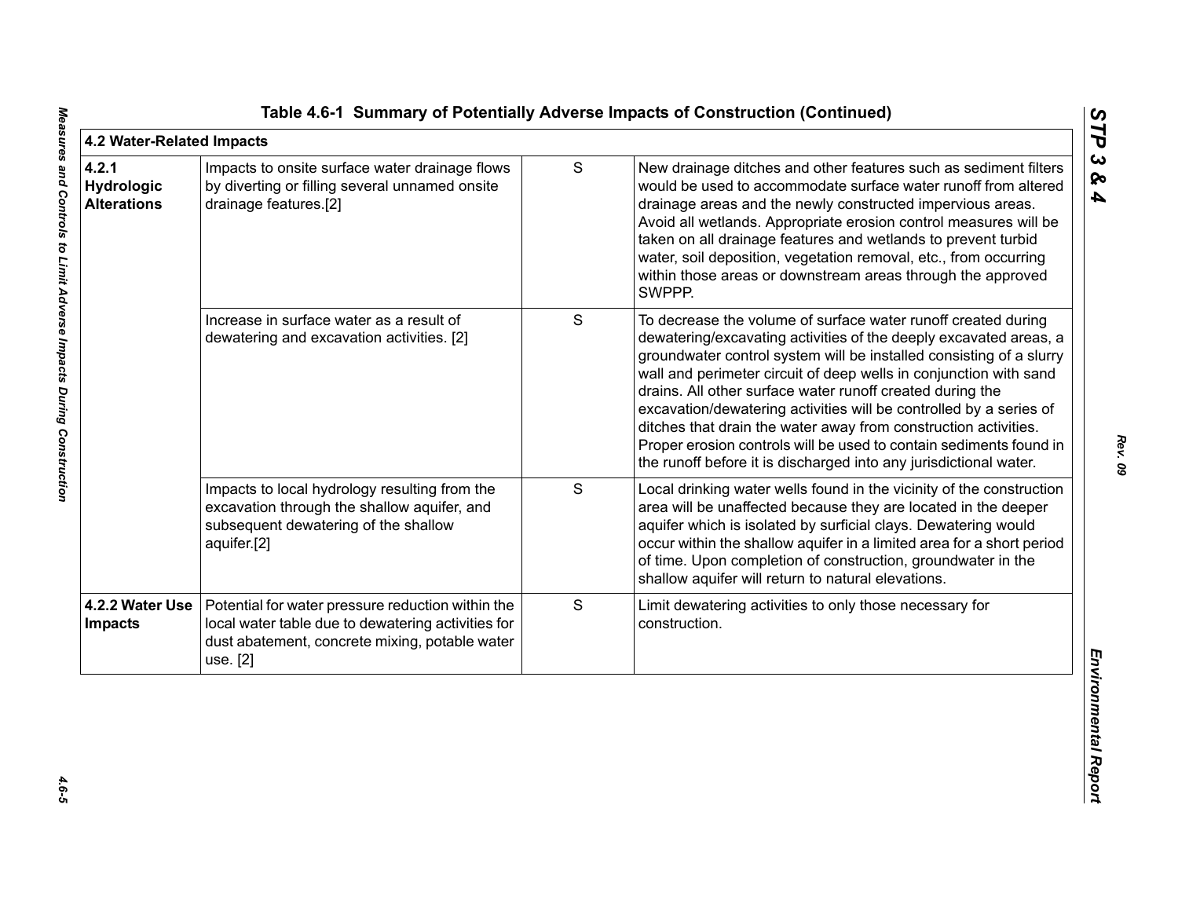**Table 4.6-1 Summary of Potentially Adverse Impacts of Construction (Continued)**

| 4.2 Water-Related Impacts | | | |
|---|---|---|---|
| **4.2.1 Hydrologic Alterations** | Impacts to onsite surface water drainage flows by diverting or filling several unnamed onsite drainage features.[2] | S | New drainage ditches and other features such as sediment filters would be used to accommodate surface water runoff from altered drainage areas and the newly constructed impervious areas. Avoid all wetlands. Appropriate erosion control measures will be taken on all drainage features and wetlands to prevent turbid water, soil deposition, vegetation removal, etc., from occurring within those areas or downstream areas through the approved SWPPP. |
| | Increase in surface water as a result of dewatering and excavation activities. [2] | S | To decrease the volume of surface water runoff created during dewatering/excavating activities of the deeply excavated areas, a groundwater control system will be installed consisting of a slurry wall and perimeter circuit of deep wells in conjunction with sand drains. All other surface water runoff created during the excavation/dewatering activities will be controlled by a series of ditches that drain the water away from construction activities. Proper erosion controls will be used to contain sediments found in the runoff before it is discharged into any jurisdictional water. |
| | Impacts to local hydrology resulting from the excavation through the shallow aquifer, and subsequent dewatering of the shallow aquifer.[2] | S | Local drinking water wells found in the vicinity of the construction area will be unaffected because they are located in the deeper aquifer which is isolated by surficial clays. Dewatering would occur within the shallow aquifer in a limited area for a short period of time. Upon completion of construction, groundwater in the shallow aquifer will return to natural elevations. |
| **4.2.2 Water Use Impacts** | Potential for water pressure reduction within the local water table due to dewatering activities for dust abatement, concrete mixing, potable water use. [2] | S | Limit dewatering activities to only those necessary for construction. |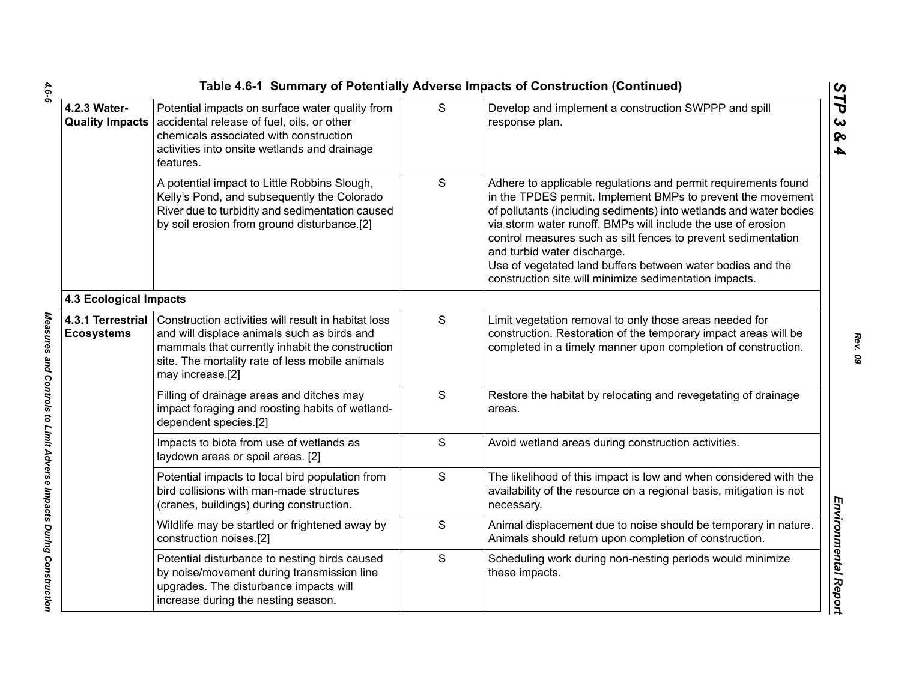Table 4.6-1 Summary of Potentially Adverse Impacts of Construction (Continued)

| | | | |
|---|---|---|---|
| **4.2.3 Water-Quality Impacts** | Potential impacts on surface water quality from accidental release of fuel, oils, or other chemicals associated with construction activities into onsite wetlands and drainage features. | S | Develop and implement a construction SWPPP and spill response plan. |
| | A potential impact to Little Robbins Slough, Kelly's Pond, and subsequently the Colorado River due to turbidity and sedimentation caused by soil erosion from ground disturbance.[2] | S | Adhere to applicable regulations and permit requirements found in the TPDES permit. Implement BMPs to prevent the movement of pollutants (including sediments) into wetlands and water bodies via storm water runoff. BMPs will include the use of erosion control measures such as silt fences to prevent sedimentation and turbid water discharge. Use of vegetated land buffers between water bodies and the construction site will minimize sedimentation impacts. |
| **4.3 Ecological Impacts** | | | |
| **4.3.1 Terrestrial Ecosystems** | Construction activities will result in habitat loss and will displace animals such as birds and mammals that currently inhabit the construction site. The mortality rate of less mobile animals may increase.[2] | S | Limit vegetation removal to only those areas needed for construction. Restoration of the temporary impact areas will be completed in a timely manner upon completion of construction. |
| | Filling of drainage areas and ditches may impact foraging and roosting habits of wetland-dependent species.[2] | S | Restore the habitat by relocating and revegetating of drainage areas. |
| | Impacts to biota from use of wetlands as laydown areas or spoil areas. [2] | S | Avoid wetland areas during construction activities. |
| | Potential impacts to local bird population from bird collisions with man-made structures (cranes, buildings) during construction. | S | The likelihood of this impact is low and when considered with the availability of the resource on a regional basis, mitigation is not necessary. |
| | Wildlife may be startled or frightened away by construction noises.[2] | S | Animal displacement due to noise should be temporary in nature. Animals should return upon completion of construction. |
| | Potential disturbance to nesting birds caused by noise/movement during transmission line upgrades. The disturbance impacts will increase during the nesting season. | S | Scheduling work during non-nesting periods would minimize these impacts. |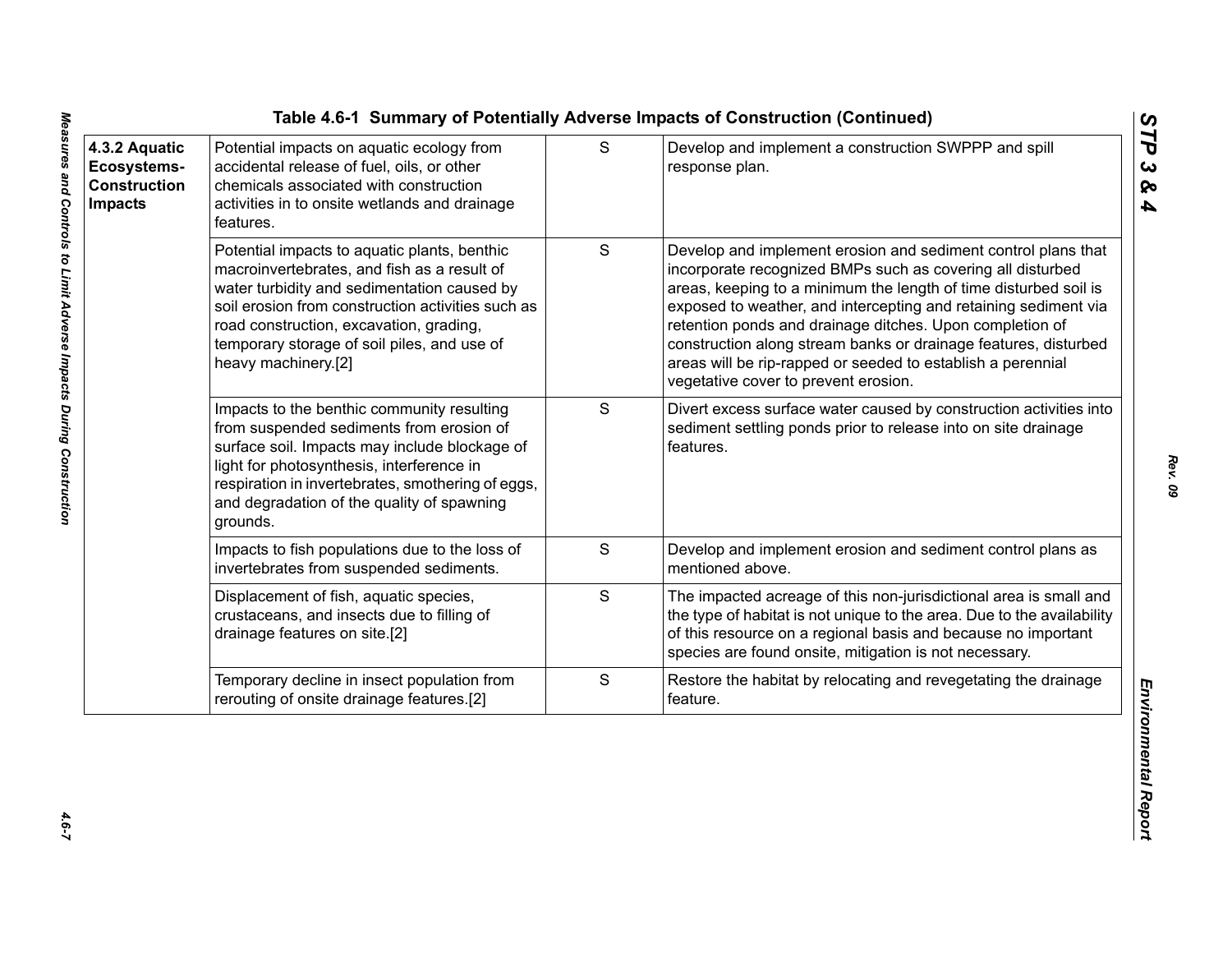Table 4.6-1 Summary of Potentially Adverse Impacts of Construction (Continued)

| | | | |
|---|---|---|---|
| **4.3.2 Aquatic Ecosystems-Construction Impacts** | Potential impacts on aquatic ecology from accidental release of fuel, oils, or other chemicals associated with construction activities in to onsite wetlands and drainage features. | S | Develop and implement a construction SWPPP and spill response plan. |
| | Potential impacts to aquatic plants, benthic macroinvertebrates, and fish as a result of water turbidity and sedimentation caused by soil erosion from construction activities such as road construction, excavation, grading, temporary storage of soil piles, and use of heavy machinery.[2] | S | Develop and implement erosion and sediment control plans that incorporate recognized BMPs such as covering all disturbed areas, keeping to a minimum the length of time disturbed soil is exposed to weather, and intercepting and retaining sediment via retention ponds and drainage ditches. Upon completion of construction along stream banks or drainage features, disturbed areas will be rip-rapped or seeded to establish a perennial vegetative cover to prevent erosion. |
| | Impacts to the benthic community resulting from suspended sediments from erosion of surface soil. Impacts may include blockage of light for photosynthesis, interference in respiration in invertebrates, smothering of eggs, and degradation of the quality of spawning grounds. | S | Divert excess surface water caused by construction activities into sediment settling ponds prior to release into on site drainage features. |
| | Impacts to fish populations due to the loss of invertebrates from suspended sediments. | S | Develop and implement erosion and sediment control plans as mentioned above. |
| | Displacement of fish, aquatic species, crustaceans, and insects due to filling of drainage features on site.[2] | S | The impacted acreage of this non-jurisdictional area is small and the type of habitat is not unique to the area. Due to the availability of this resource on a regional basis and because no important species are found onsite, mitigation is not necessary. |
| | Temporary decline in insect population from rerouting of onsite drainage features.[2] | S | Restore the habitat by relocating and revegetating the drainage feature. |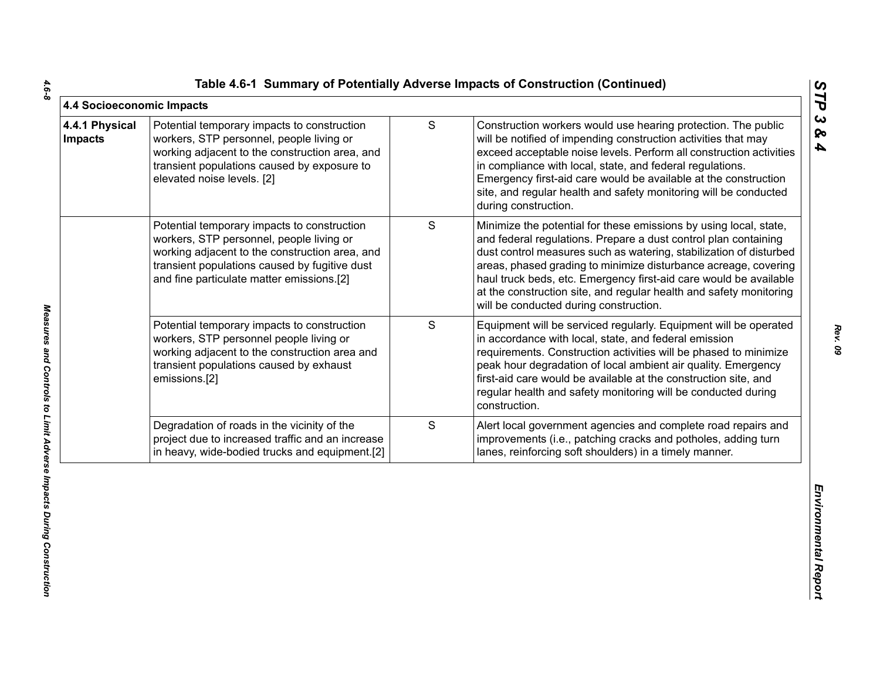Table 4.6-1 Summary of Potentially Adverse Impacts of Construction (Continued)

| 4.4 Socioeconomic Impacts | | | |
|---|---|---|---|
| **4.4.1 Physical Impacts** | Potential temporary impacts to construction workers, STP personnel, people living or working adjacent to the construction area, and transient populations caused by exposure to elevated noise levels. [2] | S | Construction workers would use hearing protection. The public will be notified of impending construction activities that may exceed acceptable noise levels. Perform all construction activities in compliance with local, state, and federal regulations. Emergency first-aid care would be available at the construction site, and regular health and safety monitoring will be conducted during construction. |
| | Potential temporary impacts to construction workers, STP personnel, people living or working adjacent to the construction area, and transient populations caused by fugitive dust and fine particulate matter emissions.[2] | S | Minimize the potential for these emissions by using local, state, and federal regulations. Prepare a dust control plan containing dust control measures such as watering, stabilization of disturbed areas, phased grading to minimize disturbance acreage, covering haul truck beds, etc. Emergency first-aid care would be available at the construction site, and regular health and safety monitoring will be conducted during construction. |
| | Potential temporary impacts to construction workers, STP personnel people living or working adjacent to the construction area and transient populations caused by exhaust emissions.[2] | S | Equipment will be serviced regularly. Equipment will be operated in accordance with local, state, and federal emission requirements. Construction activities will be phased to minimize peak hour degradation of local ambient air quality. Emergency first-aid care would be available at the construction site, and regular health and safety monitoring will be conducted during construction. |
| | Degradation of roads in the vicinity of the project due to increased traffic and an increase in heavy, wide-bodied trucks and equipment.[2] | S | Alert local government agencies and complete road repairs and improvements (i.e., patching cracks and potholes, adding turn lanes, reinforcing soft shoulders) in a timely manner. |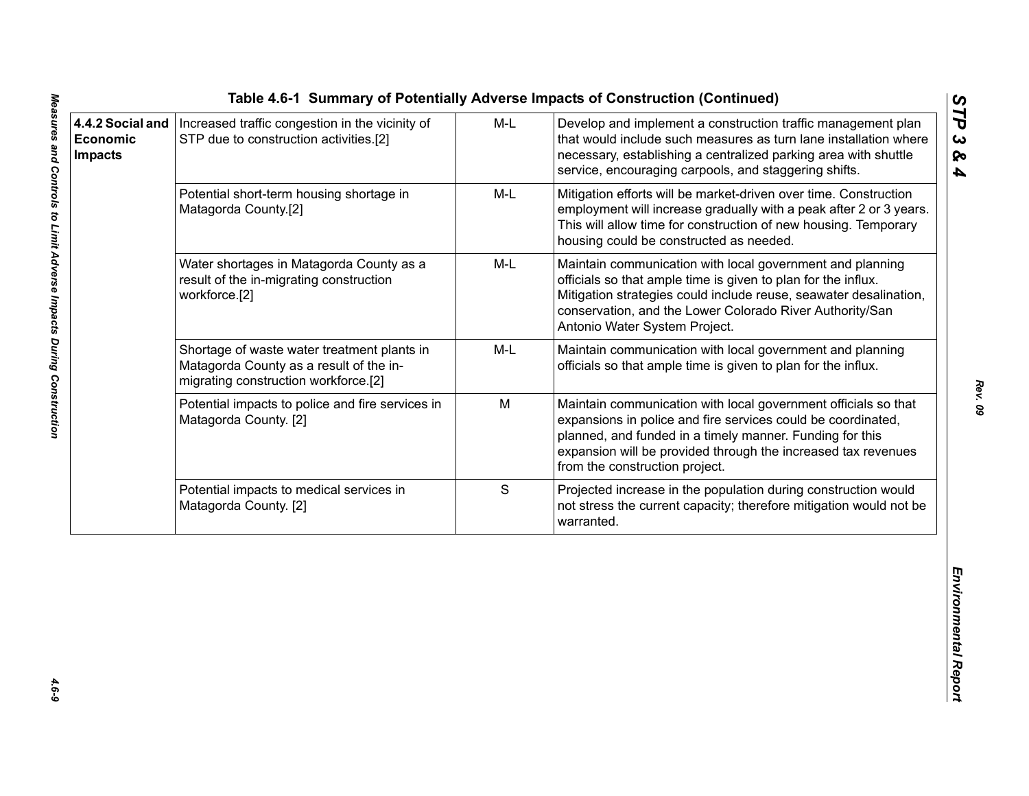Table 4.6-1 Summary of Potentially Adverse Impacts of Construction (Continued)

| | | | |
|---|---|---|---|
| **4.4.2 Social and Economic Impacts** | Increased traffic congestion in the vicinity of STP due to construction activities.[2] | M-L | Develop and implement a construction traffic management plan that would include such measures as turn lane installation where necessary, establishing a centralized parking area with shuttle service, encouraging carpools, and staggering shifts. |
| | Potential short-term housing shortage in Matagorda County.[2] | M-L | Mitigation efforts will be market-driven over time. Construction employment will increase gradually with a peak after 2 or 3 years. This will allow time for construction of new housing. Temporary housing could be constructed as needed. |
| | Water shortages in Matagorda County as a result of the in-migrating construction workforce.[2] | M-L | Maintain communication with local government and planning officials so that ample time is given to plan for the influx. Mitigation strategies could include reuse, seawater desalination, conservation, and the Lower Colorado River Authority/San Antonio Water System Project. |
| | Shortage of waste water treatment plants in Matagorda County as a result of the in-migrating construction workforce.[2] | M-L | Maintain communication with local government and planning officials so that ample time is given to plan for the influx. |
| | Potential impacts to police and fire services in Matagorda County. [2] | M | Maintain communication with local government officials so that expansions in police and fire services could be coordinated, planned, and funded in a timely manner. Funding for this expansion will be provided through the increased tax revenues from the construction project. |
| | Potential impacts to medical services in Matagorda County. [2] | S | Projected increase in the population during construction would not stress the current capacity; therefore mitigation would not be warranted. |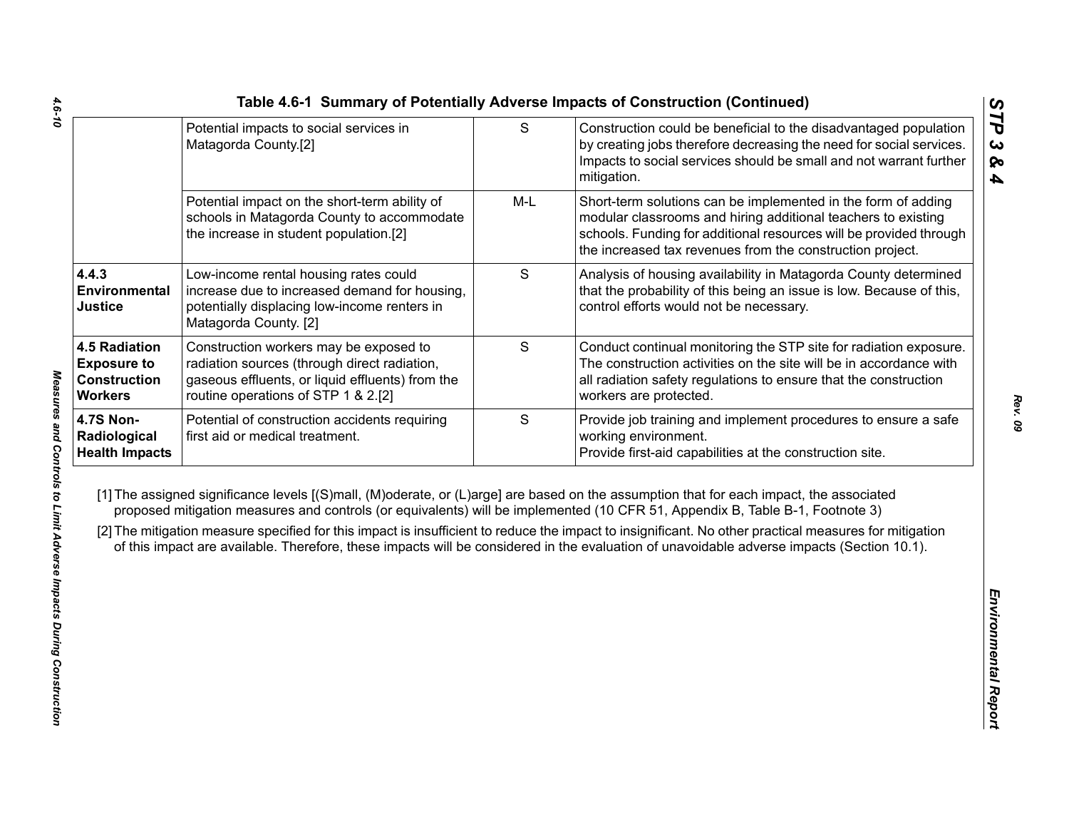Table 4.6-1 Summary of Potentially Adverse Impacts of Construction (Continued)

| | | | |
|---|---|---|---|
| | Potential impacts to social services in Matagorda County.[2] | S | Construction could be beneficial to the disadvantaged population by creating jobs therefore decreasing the need for social services. Impacts to social services should be small and not warrant further mitigation. |
| | Potential impact on the short-term ability of schools in Matagorda County to accommodate the increase in student population.[2] | M-L | Short-term solutions can be implemented in the form of adding modular classrooms and hiring additional teachers to existing schools. Funding for additional resources will be provided through the increased tax revenues from the construction project. |
| **4.4.3 Environmental Justice** | Low-income rental housing rates could increase due to increased demand for housing, potentially displacing low-income renters in Matagorda County. [2] | S | Analysis of housing availability in Matagorda County determined that the probability of this being an issue is low. Because of this, control efforts would not be necessary. |
| **4.5 Radiation Exposure to Construction Workers** | Construction workers may be exposed to radiation sources (through direct radiation, gaseous effluents, or liquid effluents) from the routine operations of STP 1 & 2.[2] | S | Conduct continual monitoring the STP site for radiation exposure. The construction activities on the site will be in accordance with all radiation safety regulations to ensure that the construction workers are protected. |
| **4.7S Non-Radiological Health Impacts** | Potential of construction accidents requiring first aid or medical treatment. | S | Provide job training and implement procedures to ensure a safe working environment.<br>Provide first-aid capabilities at the construction site. |

[1] The assigned significance levels [(S)mall, (M)oderate, or (L)arge] are based on the assumption that for each impact, the associated proposed mitigation measures and controls (or equivalents) will be implemented (10 CFR 51, Appendix B, Table B-1, Footnote 3)

[2] The mitigation measure specified for this impact is insufficient to reduce the impact to insignificant. No other practical measures for mitigation of this impact are available. Therefore, these impacts will be considered in the evaluation of unavoidable adverse impacts (Section 10.1).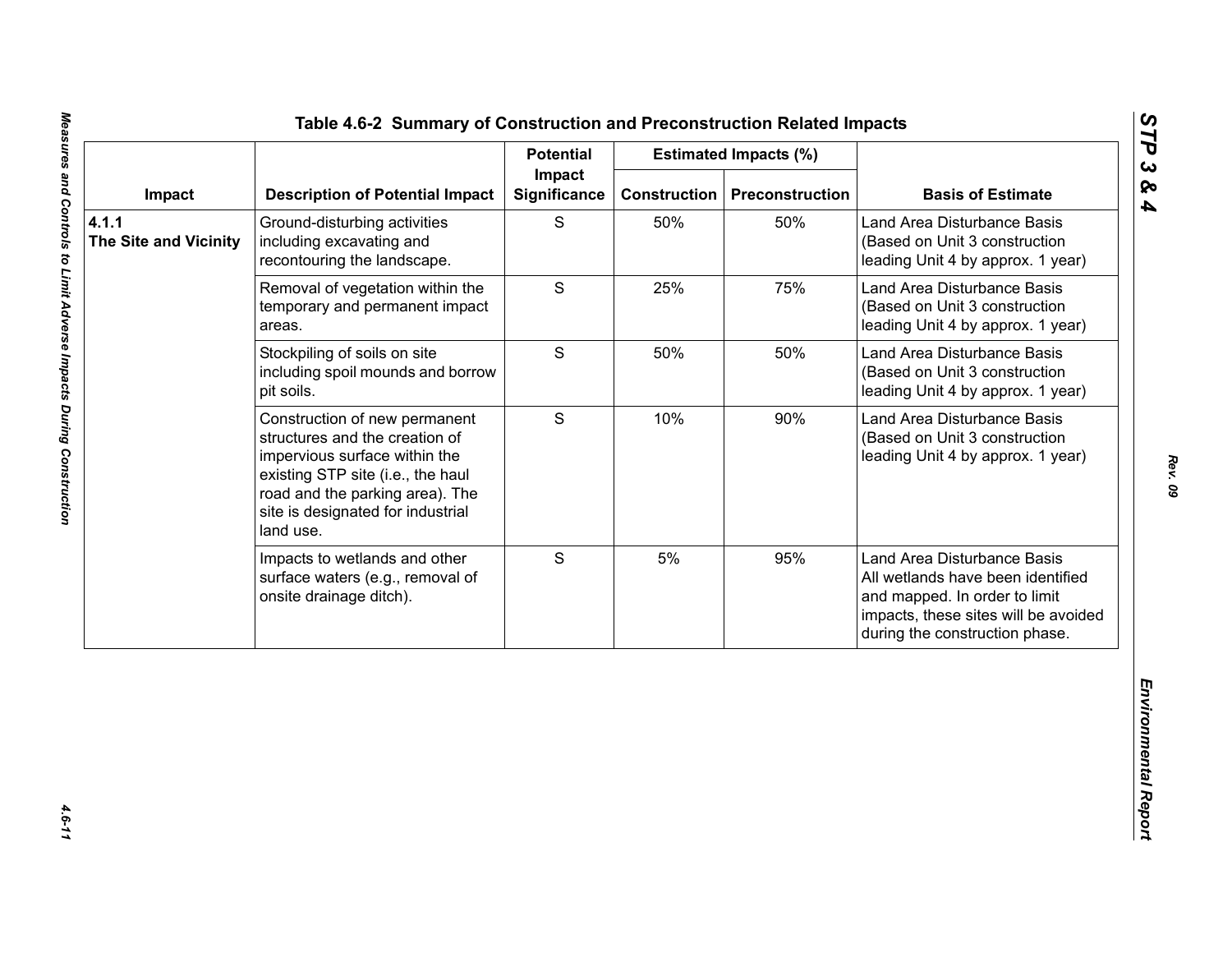Table 4.6-2 Summary of Construction and Preconstruction Related Impacts

| Impact | Description of Potential Impact | Potential Impact Significance | Estimated Impacts (%) | | Basis of Estimate |
|---|---|---|---|---|---|
| | | | Construction | Preconstruction | |
| **4.1.1 The Site and Vicinity** | Ground-disturbing activities including excavating and recontouring the landscape. | S | 50% | 50% | Land Area Disturbance Basis (Based on Unit 3 construction leading Unit 4 by approx. 1 year) |
| | Removal of vegetation within the temporary and permanent impact areas. | S | 25% | 75% | Land Area Disturbance Basis (Based on Unit 3 construction leading Unit 4 by approx. 1 year) |
| | Stockpiling of soils on site including spoil mounds and borrow pit soils. | S | 50% | 50% | Land Area Disturbance Basis (Based on Unit 3 construction leading Unit 4 by approx. 1 year) |
| | Construction of new permanent structures and the creation of impervious surface within the existing STP site (i.e., the haul road and the parking area). The site is designated for industrial land use. | S | 10% | 90% | Land Area Disturbance Basis (Based on Unit 3 construction leading Unit 4 by approx. 1 year) |
| | Impacts to wetlands and other surface waters (e.g., removal of onsite drainage ditch). | S | 5% | 95% | Land Area Disturbance Basis All wetlands have been identified and mapped. In order to limit impacts, these sites will be avoided during the construction phase. |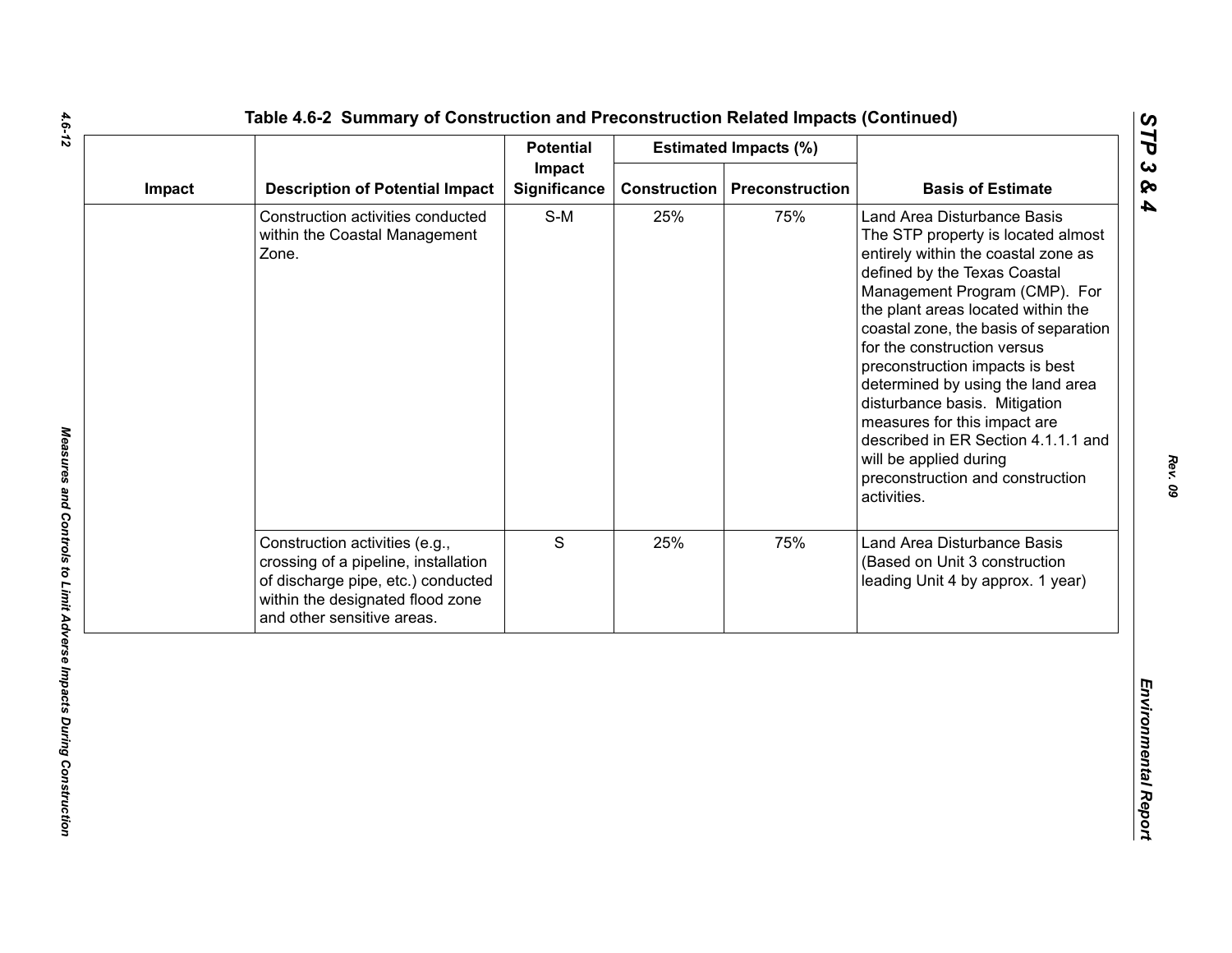## Table 4.6-2 Summary of Construction and Preconstruction Related Impacts (Continued)

| Impact | Description of Potential Impact | Potential Impact Significance | Estimated Impacts (%) | | Basis of Estimate |
|---|---|---|---|---|---|
| | | | Construction | Preconstruction | |
| | Construction activities conducted within the Coastal Management Zone. | S-M | 25% | 75% | Land Area Disturbance Basis<br>The STP property is located almost entirely within the coastal zone as defined by the Texas Coastal Management Program (CMP). For the plant areas located within the coastal zone, the basis of separation for the construction versus preconstruction impacts is best determined by using the land area disturbance basis. Mitigation measures for this impact are described in ER Section 4.1.1.1 and will be applied during preconstruction and construction activities. |
| | Construction activities (e.g., crossing of a pipeline, installation of discharge pipe, etc.) conducted within the designated flood zone and other sensitive areas. | S | 25% | 75% | Land Area Disturbance Basis (Based on Unit 3 construction leading Unit 4 by approx. 1 year) |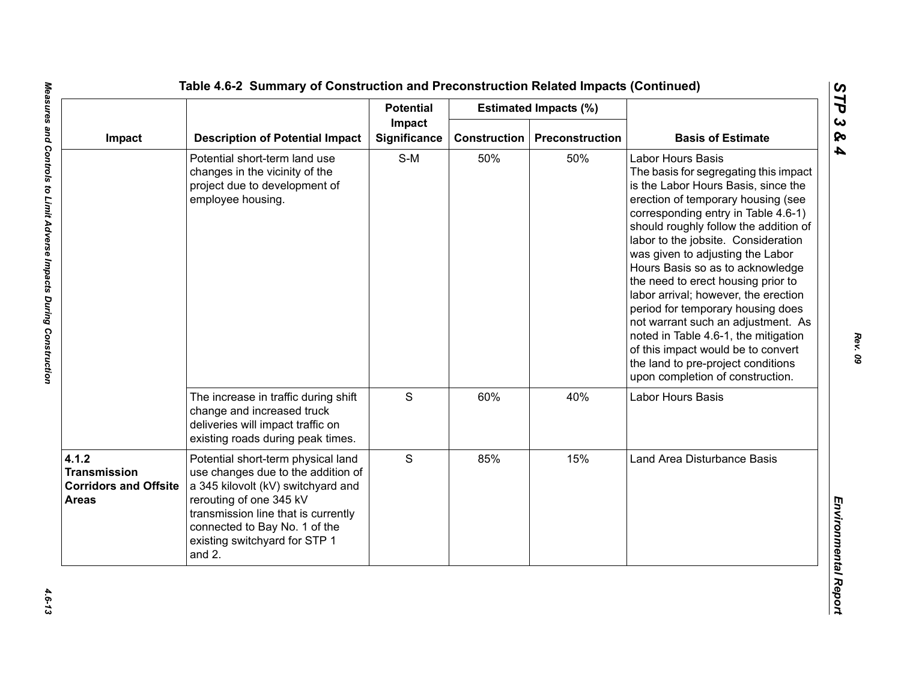## Table 4.6-2 Summary of Construction and Preconstruction Related Impacts (Continued)

| Impact | Description of Potential Impact | Potential Impact Significance | Estimated Impacts (%) | | Basis of Estimate |
|---|---|---|---|---|---|
| | | | Construction | Preconstruction | |
| | Potential short-term land use changes in the vicinity of the project due to development of employee housing. | S-M | 50% | 50% | Labor Hours Basis<br>The basis for segregating this impact is the Labor Hours Basis, since the erection of temporary housing (see corresponding entry in Table 4.6-1) should roughly follow the addition of labor to the jobsite. Consideration was given to adjusting the Labor Hours Basis so as to acknowledge the need to erect housing prior to labor arrival; however, the erection period for temporary housing does not warrant such an adjustment. As noted in Table 4.6-1, the mitigation of this impact would be to convert the land to pre-project conditions upon completion of construction. |
| | The increase in traffic during shift change and increased truck deliveries will impact traffic on existing roads during peak times. | S | 60% | 40% | Labor Hours Basis |
| **4.1.2 Transmission Corridors and Offsite Areas** | Potential short-term physical land use changes due to the addition of a 345 kilovolt (kV) switchyard and rerouting of one 345 kV transmission line that is currently connected to Bay No. 1 of the existing switchyard for STP 1 and 2. | S | 85% | 15% | Land Area Disturbance Basis |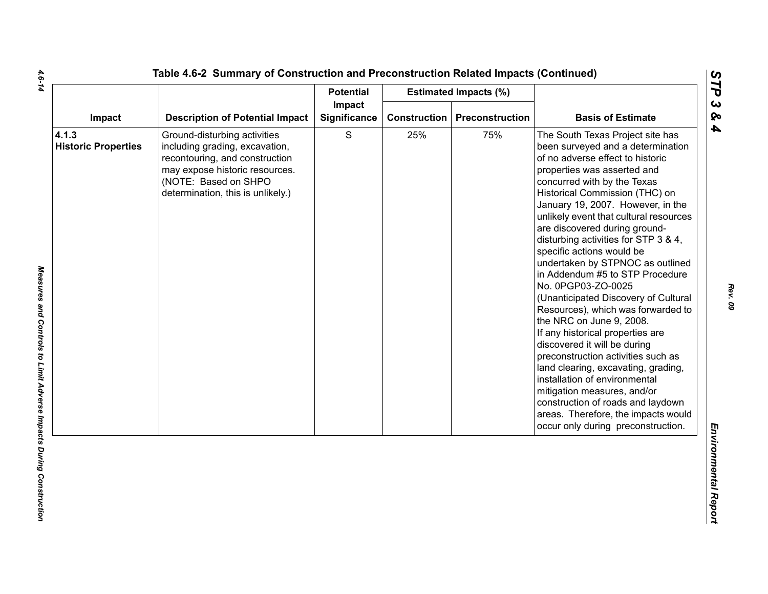# Table 4.6-2 Summary of Construction and Preconstruction Related Impacts (Continued)

| Impact | Description of Potential Impact | Potential Impact Significance | Estimated Impacts (%) | | Basis of Estimate |
|---|---|---|---|---|---|
| | | | Construction | Preconstruction | |
| **4.1.3 Historic Properties** | Ground-disturbing activities including grading, excavation, recontouring, and construction may expose historic resources. (NOTE: Based on SHPO determination, this is unlikely.) | S | 25% | 75% | The South Texas Project site has been surveyed and a determination of no adverse effect to historic properties was asserted and concurred with by the Texas Historical Commission (THC) on January 19, 2007. However, in the unlikely event that cultural resources are discovered during ground-disturbing activities for STP 3 & 4, specific actions would be undertaken by STPNOC as outlined in Addendum #5 to STP Procedure No. 0PGP03-ZO-0025 (Unanticipated Discovery of Cultural Resources), which was forwarded to the NRC on June 9, 2008. If any historical properties are discovered it will be during preconstruction activities such as land clearing, excavating, grading, installation of environmental mitigation measures, and/or construction of roads and laydown areas. Therefore, the impacts would occur only during preconstruction. |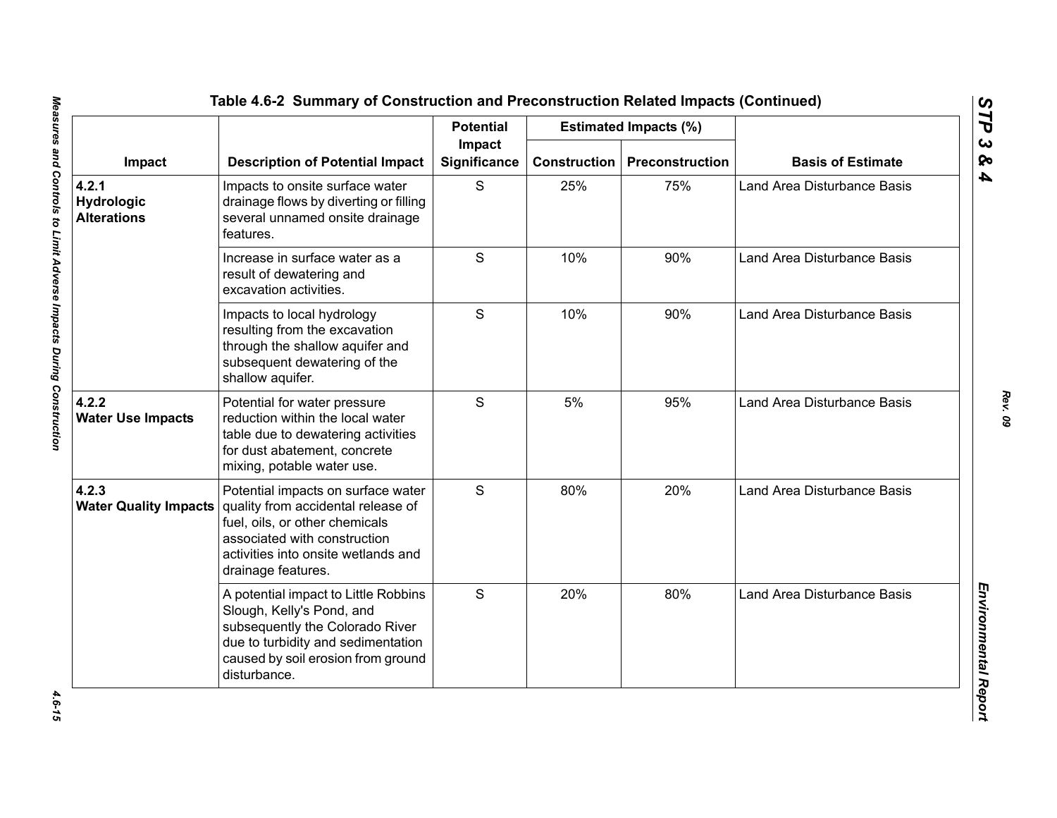## Table 4.6-2 Summary of Construction and Preconstruction Related Impacts (Continued)

| Impact | Description of Potential Impact | Potential Impact Significance | Estimated Impacts (%) | | Basis of Estimate |
|---|---|---|---|---|---|
| | | | Construction | Preconstruction | |
| **4.2.1 Hydrologic Alterations** | Impacts to onsite surface water drainage flows by diverting or filling several unnamed onsite drainage features. | S | 25% | 75% | Land Area Disturbance Basis |
| | Increase in surface water as a result of dewatering and excavation activities. | S | 10% | 90% | Land Area Disturbance Basis |
| | Impacts to local hydrology resulting from the excavation through the shallow aquifer and subsequent dewatering of the shallow aquifer. | S | 10% | 90% | Land Area Disturbance Basis |
| **4.2.2 Water Use Impacts** | Potential for water pressure reduction within the local water table due to dewatering activities for dust abatement, concrete mixing, potable water use. | S | 5% | 95% | Land Area Disturbance Basis |
| **4.2.3 Water Quality Impacts** | Potential impacts on surface water quality from accidental release of fuel, oils, or other chemicals associated with construction activities into onsite wetlands and drainage features. | S | 80% | 20% | Land Area Disturbance Basis |
| | A potential impact to Little Robbins Slough, Kelly's Pond, and subsequently the Colorado River due to turbidity and sedimentation caused by soil erosion from ground disturbance. | S | 20% | 80% | Land Area Disturbance Basis |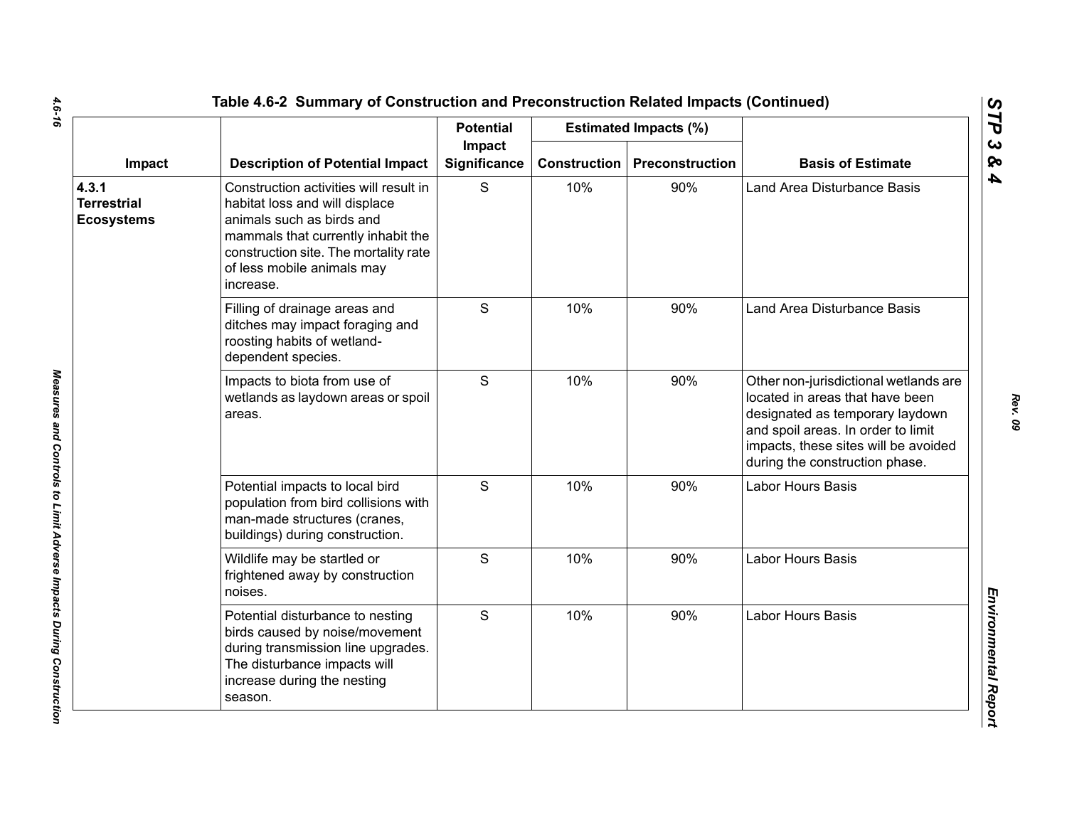## Table 4.6-2 Summary of Construction and Preconstruction Related Impacts (Continued)

| Impact | Description of Potential Impact | Potential Impact Significance | Estimated Impacts (%) | | Basis of Estimate |
|---|---|---|---|---|---|
| | | | Construction | Preconstruction | |
| **4.3.1 Terrestrial Ecosystems** | Construction activities will result in habitat loss and will displace animals such as birds and mammals that currently inhabit the construction site. The mortality rate of less mobile animals may increase. | S | 10% | 90% | Land Area Disturbance Basis |
| | Filling of drainage areas and ditches may impact foraging and roosting habits of wetland-dependent species. | S | 10% | 90% | Land Area Disturbance Basis |
| | Impacts to biota from use of wetlands as laydown areas or spoil areas. | S | 10% | 90% | Other non-jurisdictional wetlands are located in areas that have been designated as temporary laydown and spoil areas. In order to limit impacts, these sites will be avoided during the construction phase. |
| | Potential impacts to local bird population from bird collisions with man-made structures (cranes, buildings) during construction. | S | 10% | 90% | Labor Hours Basis |
| | Wildlife may be startled or frightened away by construction noises. | S | 10% | 90% | Labor Hours Basis |
| | Potential disturbance to nesting birds caused by noise/movement during transmission line upgrades. The disturbance impacts will increase during the nesting season. | S | 10% | 90% | Labor Hours Basis |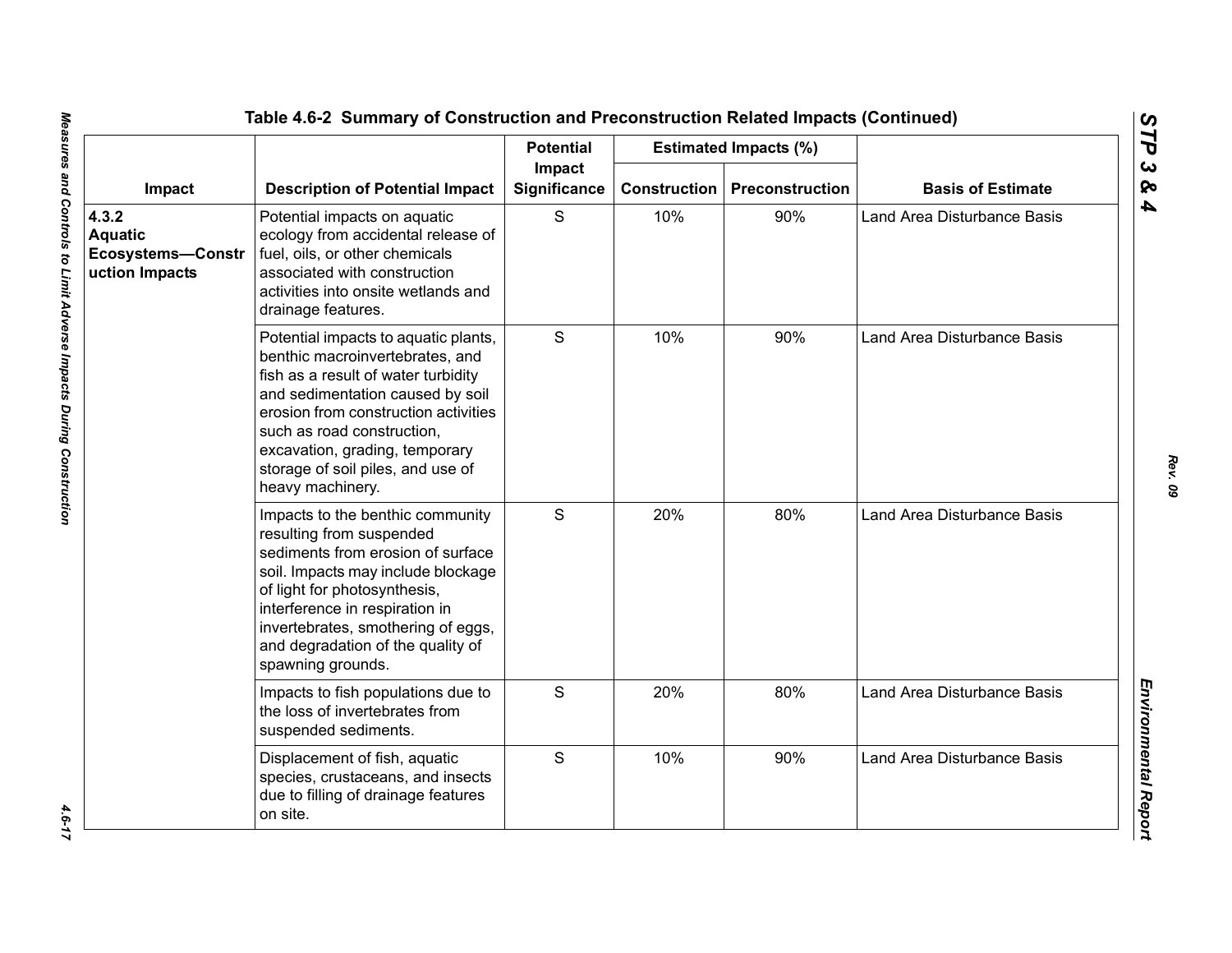## Table 4.6-2 Summary of Construction and Preconstruction Related Impacts (Continued)

| Impact | Description of Potential Impact | Potential Impact Significance | Estimated Impacts (%) | | Basis of Estimate |
|---|---|---|---|---|---|
| | | | Construction | Preconstruction | |
| **4.3.2 Aquatic Ecosystems—Construction Impacts** | Potential impacts on aquatic ecology from accidental release of fuel, oils, or other chemicals associated with construction activities into onsite wetlands and drainage features. | S | 10% | 90% | Land Area Disturbance Basis |
| | Potential impacts to aquatic plants, benthic macroinvertebrates, and fish as a result of water turbidity and sedimentation caused by soil erosion from construction activities such as road construction, excavation, grading, temporary storage of soil piles, and use of heavy machinery. | S | 10% | 90% | Land Area Disturbance Basis |
| | Impacts to the benthic community resulting from suspended sediments from erosion of surface soil. Impacts may include blockage of light for photosynthesis, interference in respiration in invertebrates, smothering of eggs, and degradation of the quality of spawning grounds. | S | 20% | 80% | Land Area Disturbance Basis |
| | Impacts to fish populations due to the loss of invertebrates from suspended sediments. | S | 20% | 80% | Land Area Disturbance Basis |
| | Displacement of fish, aquatic species, crustaceans, and insects due to filling of drainage features on site. | S | 10% | 90% | Land Area Disturbance Basis |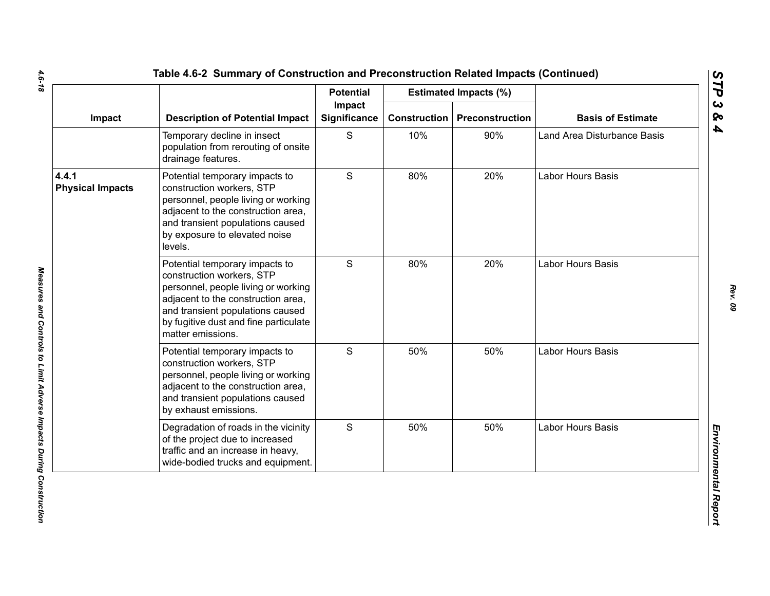## Table 4.6-2 Summary of Construction and Preconstruction Related Impacts (Continued)

| Impact | Description of Potential Impact | Potential Impact Significance | Estimated Impacts (%) | | Basis of Estimate |
|---|---|---|---|---|---|
| | | | Construction | Preconstruction | |
| | Temporary decline in insect population from rerouting of onsite drainage features. | S | 10% | 90% | Land Area Disturbance Basis |
| **4.4.1 Physical Impacts** | Potential temporary impacts to construction workers, STP personnel, people living or working adjacent to the construction area, and transient populations caused by exposure to elevated noise levels. | S | 80% | 20% | Labor Hours Basis |
| | Potential temporary impacts to construction workers, STP personnel, people living or working adjacent to the construction area, and transient populations caused by fugitive dust and fine particulate matter emissions. | S | 80% | 20% | Labor Hours Basis |
| | Potential temporary impacts to construction workers, STP personnel, people living or working adjacent to the construction area, and transient populations caused by exhaust emissions. | S | 50% | 50% | Labor Hours Basis |
| | Degradation of roads in the vicinity of the project due to increased traffic and an increase in heavy, wide-bodied trucks and equipment. | S | 50% | 50% | Labor Hours Basis |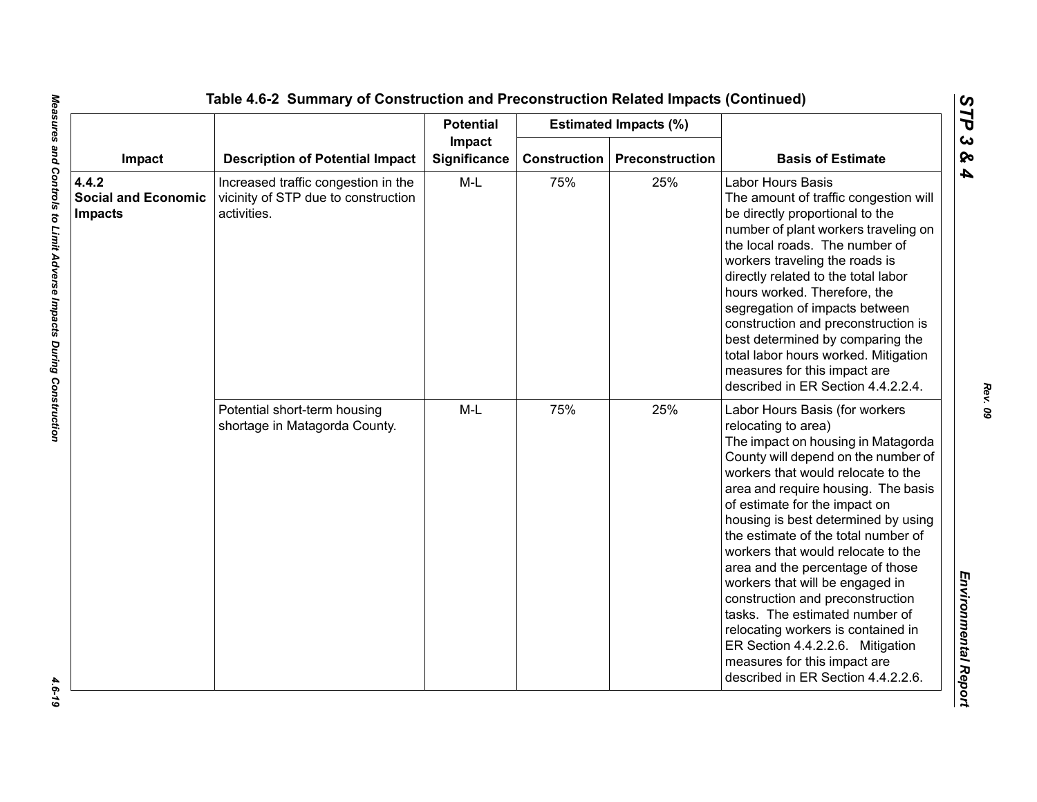Table 4.6-2 Summary of Construction and Preconstruction Related Impacts (Continued)

| Impact | Description of Potential Impact | Potential Impact Significance | Estimated Impacts (%) | | Basis of Estimate |
|---|---|---|---|---|---|
| | | | Construction | Preconstruction | |
| **4.4.2 Social and Economic Impacts** | Increased traffic congestion in the vicinity of STP due to construction activities. | M-L | 75% | 25% | Labor Hours Basis The amount of traffic congestion will be directly proportional to the number of plant workers traveling on the local roads. The number of workers traveling the roads is directly related to the total labor hours worked. Therefore, the segregation of impacts between construction and preconstruction is best determined by comparing the total labor hours worked. Mitigation measures for this impact are described in ER Section 4.4.2.2.4. |
| | Potential short-term housing shortage in Matagorda County. | M-L | 75% | 25% | Labor Hours Basis (for workers relocating to area) The impact on housing in Matagorda County will depend on the number of workers that would relocate to the area and require housing. The basis of estimate for the impact on housing is best determined by using the estimate of the total number of workers that would relocate to the area and the percentage of those workers that will be engaged in construction and preconstruction tasks. The estimated number of relocating workers is contained in ER Section 4.4.2.2.6. Mitigation measures for this impact are described in ER Section 4.4.2.2.6. |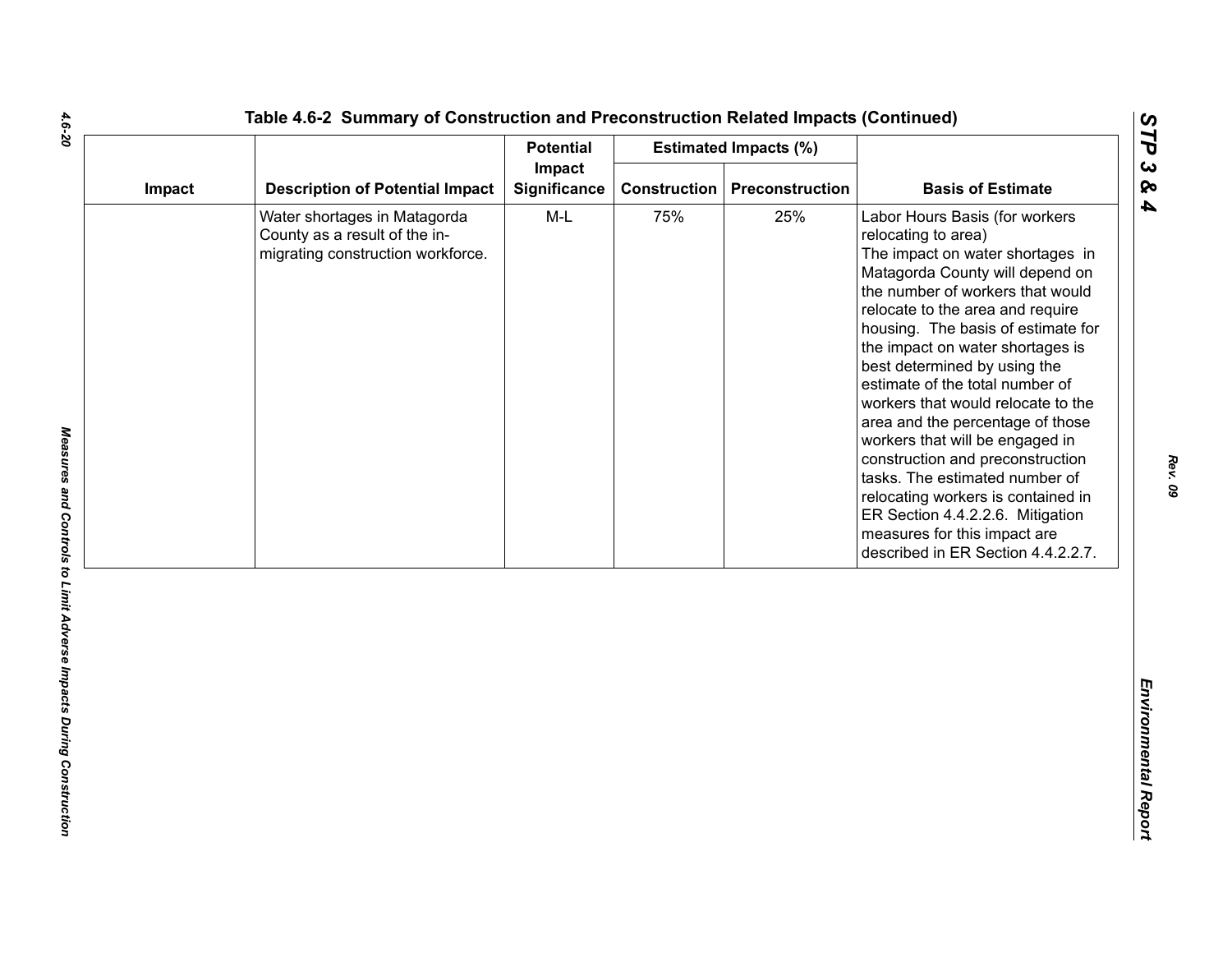**Table 4.6-2 Summary of Construction and Preconstruction Related Impacts (Continued)**

| Impact | Description of Potential Impact | Potential Impact Significance | Estimated Impacts (%) | | Basis of Estimate |
|---|---|---|---|---|---|
| | | | Construction | Preconstruction | |
| | Water shortages in Matagorda County as a result of the in-migrating construction workforce. | M-L | 75% | 25% | Labor Hours Basis (for workers relocating to area) The impact on water shortages in Matagorda County will depend on the number of workers that would relocate to the area and require housing. The basis of estimate for the impact on water shortages is best determined by using the estimate of the total number of workers that would relocate to the area and the percentage of those workers that will be engaged in construction and preconstruction tasks. The estimated number of relocating workers is contained in ER Section 4.4.2.2.6. Mitigation measures for this impact are described in ER Section 4.4.2.2.7. |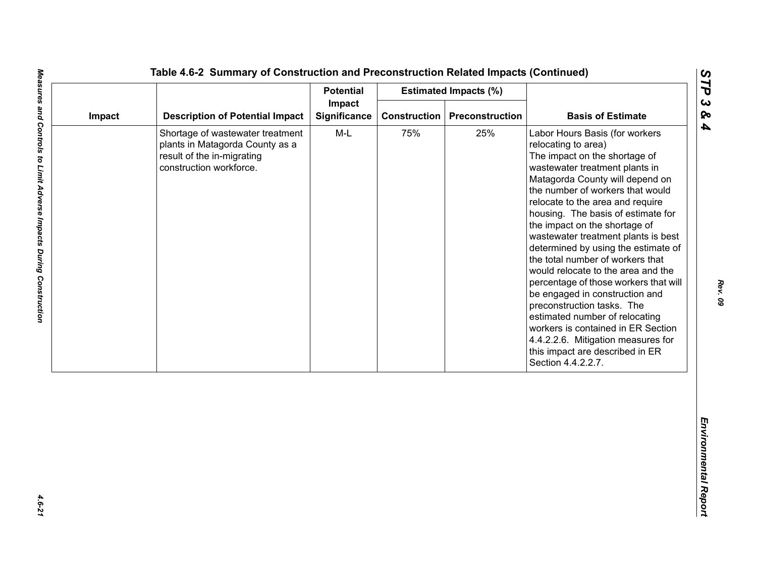## Table 4.6-2 Summary of Construction and Preconstruction Related Impacts (Continued)

| Impact | Description of Potential Impact | Potential Impact Significance | Estimated Impacts (%) | | Basis of Estimate |
|---|---|---|---|---|---|
| | | | Construction | Preconstruction | |
| | Shortage of wastewater treatment plants in Matagorda County as a result of the in-migrating construction workforce. | M-L | 75% | 25% | Labor Hours Basis (for workers relocating to area) The impact on the shortage of wastewater treatment plants in Matagorda County will depend on the number of workers that would relocate to the area and require housing. The basis of estimate for the impact on the shortage of wastewater treatment plants is best determined by using the estimate of the total number of workers that would relocate to the area and the percentage of those workers that will be engaged in construction and preconstruction tasks. The estimated number of relocating workers is contained in ER Section 4.4.2.2.6. Mitigation measures for this impact are described in ER Section 4.4.2.2.7. |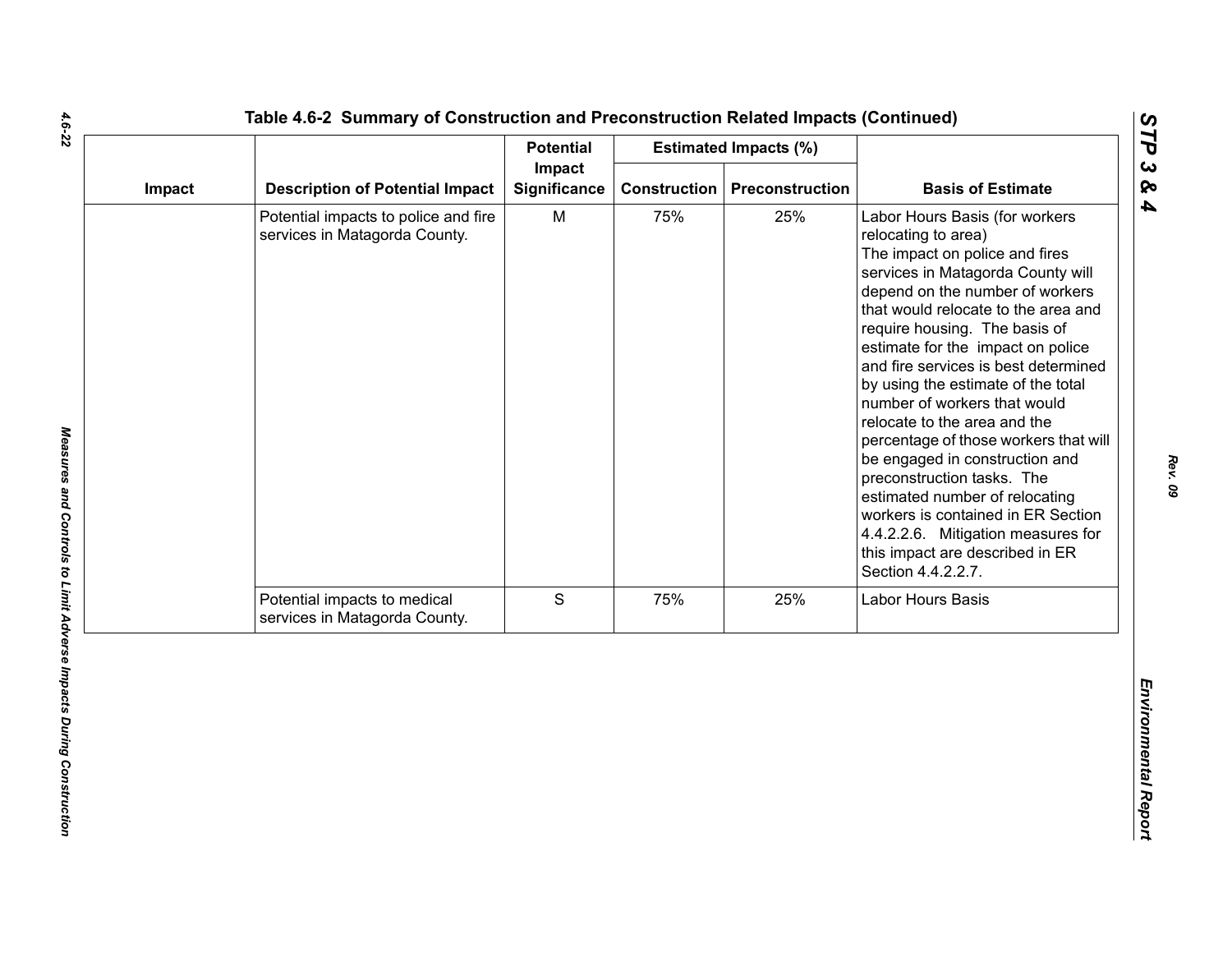**Table 4.6-2 Summary of Construction and Preconstruction Related Impacts (Continued)**

| Impact | Description of Potential Impact | Potential Impact Significance | Estimated Impacts (%) | | Basis of Estimate |
|---|---|---|---|---|---|
| | | | Construction | Preconstruction | |
| | Potential impacts to police and fire services in Matagorda County. | M | 75% | 25% | Labor Hours Basis (for workers relocating to area) The impact on police and fires services in Matagorda County will depend on the number of workers that would relocate to the area and require housing. The basis of estimate for the impact on police and fire services is best determined by using the estimate of the total number of workers that would relocate to the area and the percentage of those workers that will be engaged in construction and preconstruction tasks. The estimated number of relocating workers is contained in ER Section 4.4.2.2.6. Mitigation measures for this impact are described in ER Section 4.4.2.2.7. |
| | Potential impacts to medical services in Matagorda County. | S | 75% | 25% | Labor Hours Basis |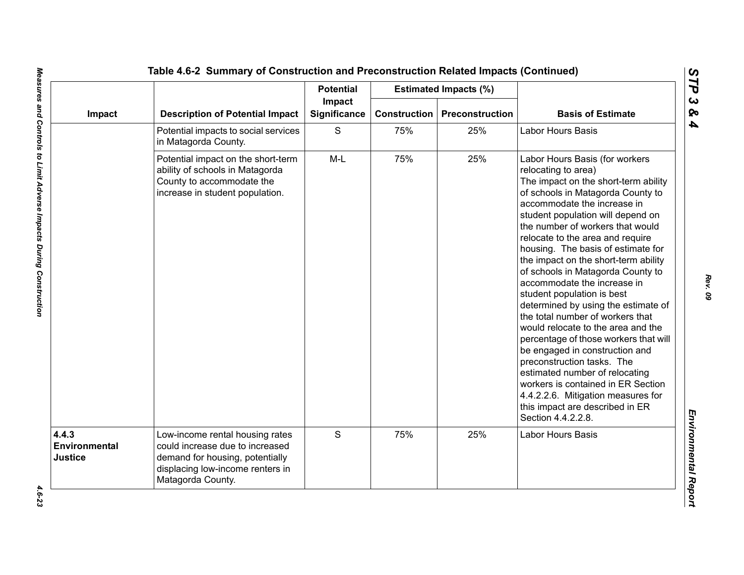**Table 4.6-2 Summary of Construction and Preconstruction Related Impacts (Continued)**

| Impact | Description of Potential Impact | Potential Impact Significance | Estimated Impacts (%) | | Basis of Estimate |
|---|---|---|---|---|---|
| | | | Construction | Preconstruction | |
| | Potential impacts to social services in Matagorda County. | S | 75% | 25% | Labor Hours Basis |
| | Potential impact on the short-term ability of schools in Matagorda County to accommodate the increase in student population. | M-L | 75% | 25% | Labor Hours Basis (for workers relocating to area) The impact on the short-term ability of schools in Matagorda County to accommodate the increase in student population will depend on the number of workers that would relocate to the area and require housing. The basis of estimate for the impact on the short-term ability of schools in Matagorda County to accommodate the increase in student population is best determined by using the estimate of the total number of workers that would relocate to the area and the percentage of those workers that will be engaged in construction and preconstruction tasks. The estimated number of relocating workers is contained in ER Section 4.4.2.2.6. Mitigation measures for this impact are described in ER Section 4.4.2.2.8. |
| **4.4.3 Environmental Justice** | Low-income rental housing rates could increase due to increased demand for housing, potentially displacing low-income renters in Matagorda County. | S | 75% | 25% | Labor Hours Basis |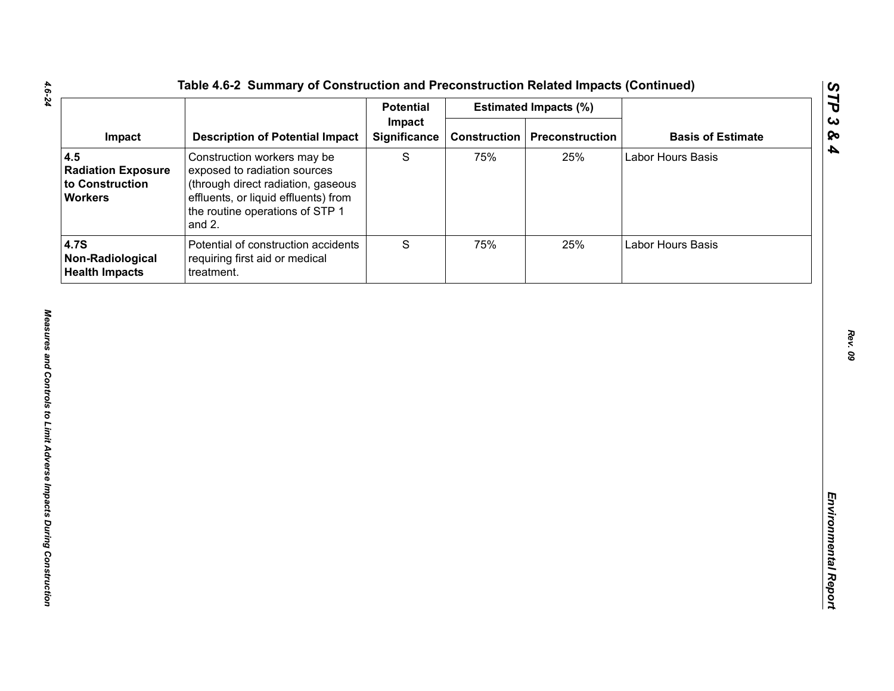## Table 4.6-2 Summary of Construction and Preconstruction Related Impacts (Continued)

| Impact | Description of Potential Impact | Potential Impact Significance | Estimated Impacts (%) | | Basis of Estimate |
|---|---|---|---|---|---|
| | | | Construction | Preconstruction | |
| **4.5 Radiation Exposure to Construction Workers** | Construction workers may be exposed to radiation sources (through direct radiation, gaseous effluents, or liquid effluents) from the routine operations of STP 1 and 2. | S | 75% | 25% | Labor Hours Basis |
| **4.7S Non-Radiological Health Impacts** | Potential of construction accidents requiring first aid or medical treatment. | S | 75% | 25% | Labor Hours Basis |